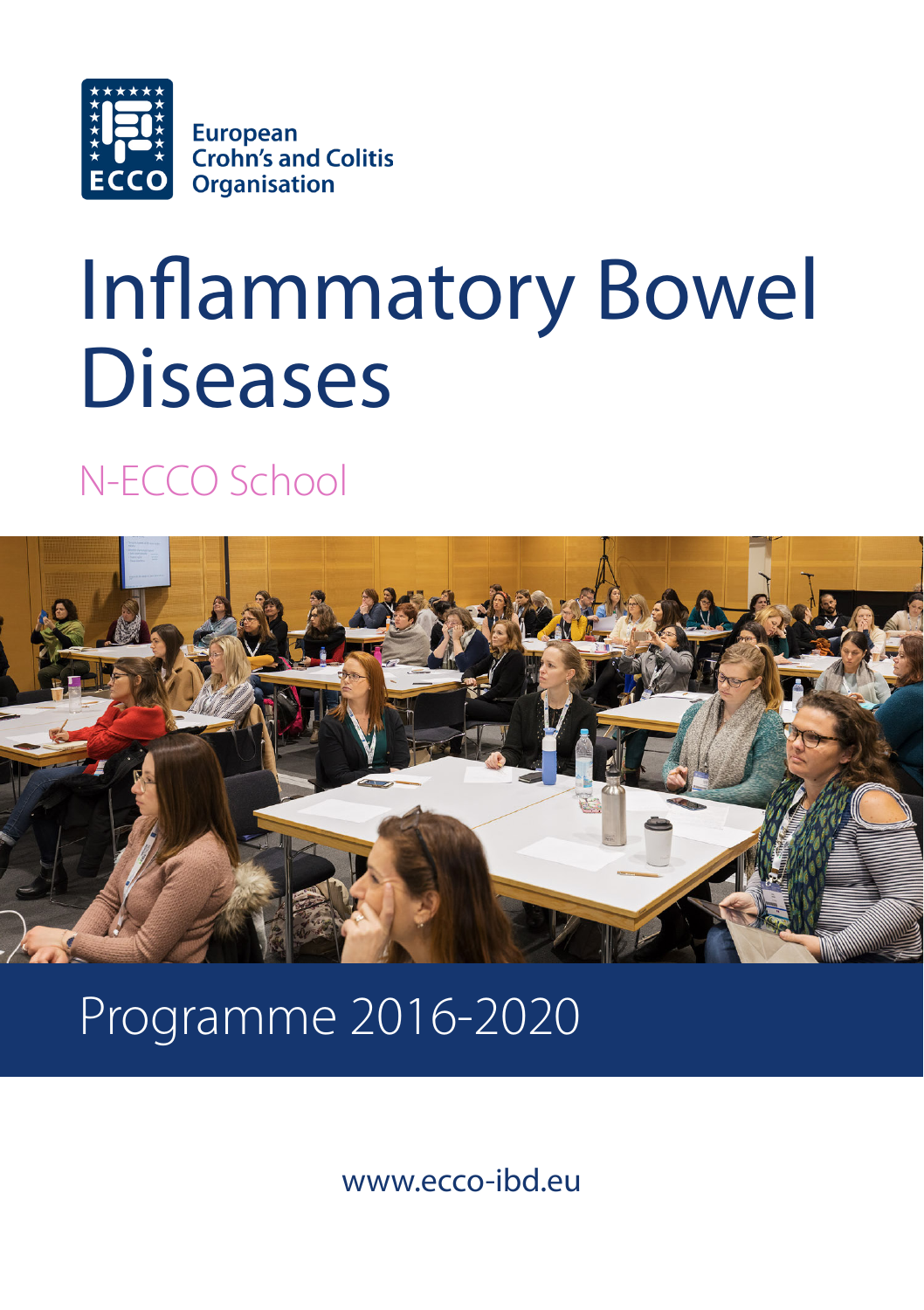European Crohn's and Colitis Organisation

# Inflammatory Bowel Diseases

## N-ECCO School

## Programme 2016-2020

www.ecco-ibd.eu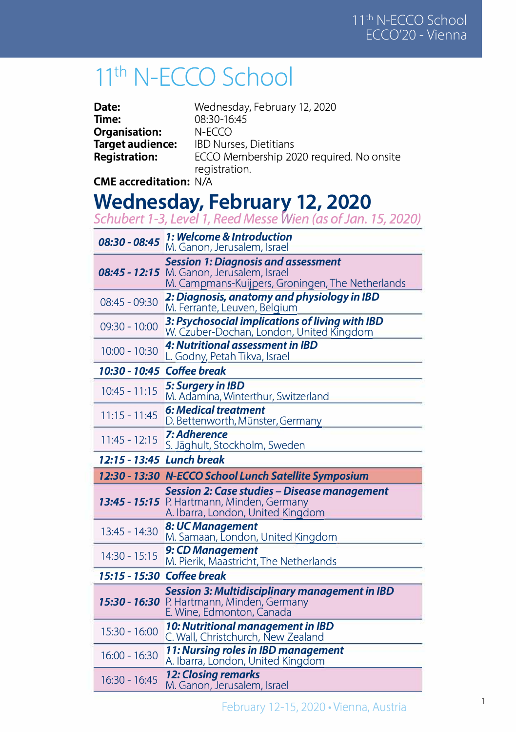# 11th N-ECCO School

**Date:** Wednesday, February 12, 2020
**Time:** 08:30-16:45
**Organisation:** N-ECCO
**Target audience:** IBD Nurses, Dietitians
**Registration:** ECCO Membership 2020 required. No onsite registration.
**CME accreditation:** N/A

## Wednesday, February 12, 2020

*Schubert 1-3, Level 1, Reed Messe Wien (as of Jan. 15, 2020)*

| Time | Programme |
|---|---|
| ***08:30 - 08:45*** | ***1: Welcome & Introduction***<br>M. Ganon, Jerusalem, Israel |
| ***08:45 - 12:15*** | ***Session 1: Diagnosis and assessment***<br>M. Ganon, Jerusalem, Israel<br>M. Campmans-Kuijpers, Groningen, The Netherlands |
| 08:45 - 09:30 | ***2: Diagnosis, anatomy and physiology in IBD***<br>M. Ferrante, Leuven, Belgium |
| 09:30 - 10:00 | ***3: Psychosocial implications of living with IBD***<br>W. Czuber-Dochan, London, United Kingdom |
| 10:00 - 10:30 | ***4: Nutritional assessment in IBD***<br>L. Godny, Petah Tikva, Israel |
| ***10:30 - 10:45*** | ***Coffee break*** |
| 10:45 - 11:15 | ***5: Surgery in IBD***<br>M. Adamina, Winterthur, Switzerland |
| 11:15 - 11:45 | ***6: Medical treatment***<br>D. Bettenworth, Münster, Germany |
| 11:45 - 12:15 | ***7: Adherence***<br>S. Jäghult, Stockholm, Sweden |
| ***12:15 - 13:45*** | ***Lunch break*** |
| ***12:30 - 13:30*** | ***N-ECCO School Lunch Satellite Symposium*** |
| ***13:45 - 15:15*** | ***Session 2: Case studies – Disease management***<br>P. Hartmann, Minden, Germany<br>A. Ibarra, London, United Kingdom |
| 13:45 - 14:30 | ***8: UC Management***<br>M. Samaan, London, United Kingdom |
| 14:30 - 15:15 | ***9: CD Management***<br>M. Pierik, Maastricht, The Netherlands |
| ***15:15 - 15:30*** | ***Coffee break*** |
| ***15:30 - 16:30*** | ***Session 3: Multidisciplinary management in IBD***<br>P. Hartmann, Minden, Germany<br>E. Wine, Edmonton, Canada |
| 15:30 - 16:00 | ***10: Nutritional management in IBD***<br>C. Wall, Christchurch, New Zealand |
| 16:00 - 16:30 | ***11: Nursing roles in IBD management***<br>A. Ibarra, London, United Kingdom |
| 16:30 - 16:45 | ***12: Closing remarks***<br>M. Ganon, Jerusalem, Israel |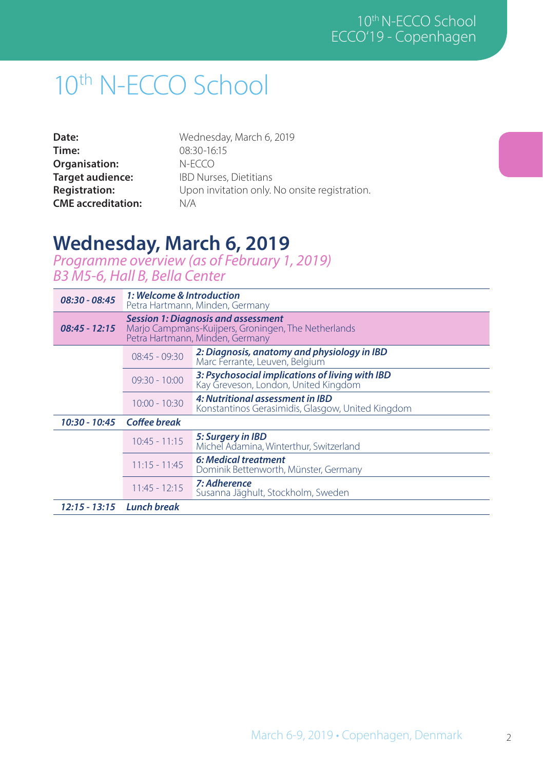# 10th N-ECCO School

| | |
|---|---|
| **Date:** | Wednesday, March 6, 2019 |
| **Time:** | 08:30-16:15 |
| **Organisation:** | N-ECCO |
| **Target audience:** | IBD Nurses, Dietitians |
| **Registration:** | Upon invitation only. No onsite registration. |
| **CME accreditation:** | N/A |

## Wednesday, March 6, 2019

*Programme overview (as of February 1, 2019)*
*B3 M5-6, Hall B, Bella Center*

| | | |
|---|---|---|
| ***08:30 - 08:45*** | ***1: Welcome & Introduction***<br>Petra Hartmann, Minden, Germany | |
| ***08:45 - 12:15*** | ***Session 1: Diagnosis and assessment***<br>Marjo Campmans-Kuijpers, Groningen, The Netherlands<br>Petra Hartmann, Minden, Germany | |
| | 08:45 - 09:30 | ***2: Diagnosis, anatomy and physiology in IBD***<br>Marc Ferrante, Leuven, Belgium |
| | 09:30 - 10:00 | ***3: Psychosocial implications of living with IBD***<br>Kay Greveson, London, United Kingdom |
| | 10:00 - 10:30 | ***4: Nutritional assessment in IBD***<br>Konstantinos Gerasimidis, Glasgow, United Kingdom |
| ***10:30 - 10:45*** | ***Coffee break*** | |
| | 10:45 - 11:15 | ***5: Surgery in IBD***<br>Michel Adamina, Winterthur, Switzerland |
| | 11:15 - 11:45 | ***6: Medical treatment***<br>Dominik Bettenworth, Münster, Germany |
| | 11:45 - 12:15 | ***7: Adherence***<br>Susanna Jäghult, Stockholm, Sweden |
| ***12:15 - 13:15*** | ***Lunch break*** | |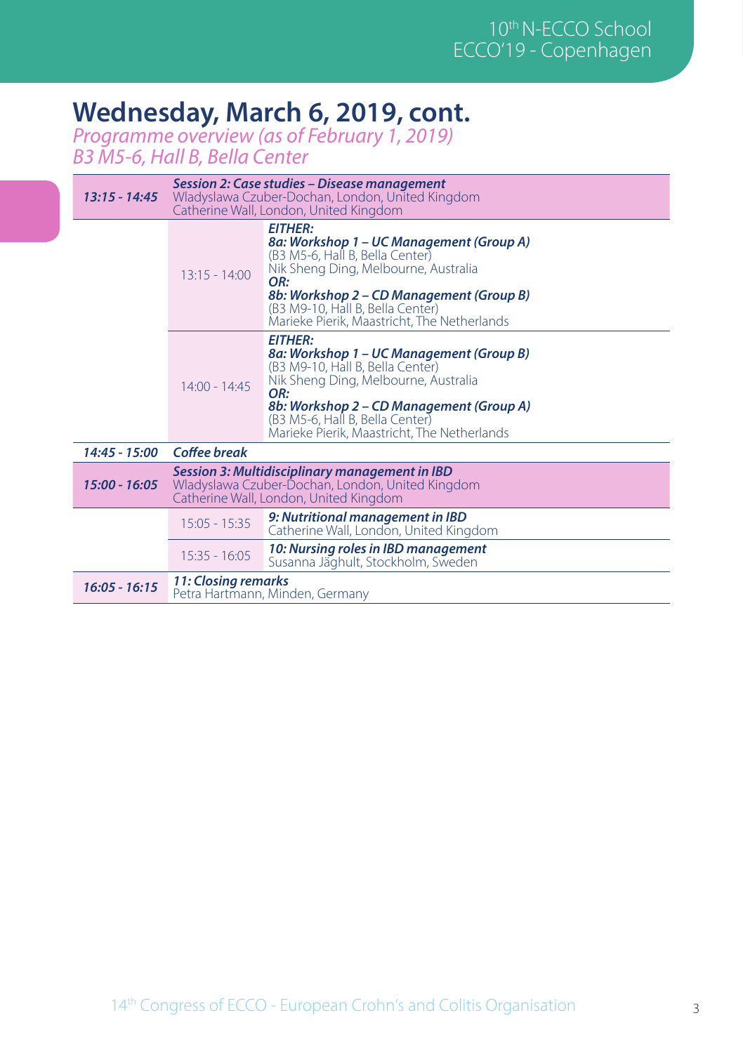# Wednesday, March 6, 2019, cont.

*Programme overview (as of February 1, 2019)*
*B3 M5-6, Hall B, Bella Center*

| Time | | Session |
|---|---|---|
| ***13:15 - 14:45*** | | ***Session 2: Case studies – Disease management***<br>Wladyslawa Czuber-Dochan, London, United Kingdom<br>Catherine Wall, London, United Kingdom |
| | 13:15 - 14:00 | ***EITHER:***<br>***8a: Workshop 1 – UC Management (Group A)***<br>(B3 M5-6, Hall B, Bella Center)<br>Nik Sheng Ding, Melbourne, Australia<br>***OR:***<br>***8b: Workshop 2 – CD Management (Group B)***<br>(B3 M9-10, Hall B, Bella Center)<br>Marieke Pierik, Maastricht, The Netherlands |
| | 14:00 - 14:45 | ***EITHER:***<br>***8a: Workshop 1 – UC Management (Group B)***<br>(B3 M9-10, Hall B, Bella Center)<br>Nik Sheng Ding, Melbourne, Australia<br>***OR:***<br>***8b: Workshop 2 – CD Management (Group A)***<br>(B3 M5-6, Hall B, Bella Center)<br>Marieke Pierik, Maastricht, The Netherlands |
| ***14:45 - 15:00*** | | ***Coffee break*** |
| ***15:00 - 16:05*** | | ***Session 3: Multidisciplinary management in IBD***<br>Wladyslawa Czuber-Dochan, London, United Kingdom<br>Catherine Wall, London, United Kingdom |
| | 15:05 - 15:35 | ***9: Nutritional management in IBD***<br>Catherine Wall, London, United Kingdom |
| | 15:35 - 16:05 | ***10: Nursing roles in IBD management***<br>Susanna Jäghult, Stockholm, Sweden |
| ***16:05 - 16:15*** | | ***11: Closing remarks***<br>Petra Hartmann, Minden, Germany |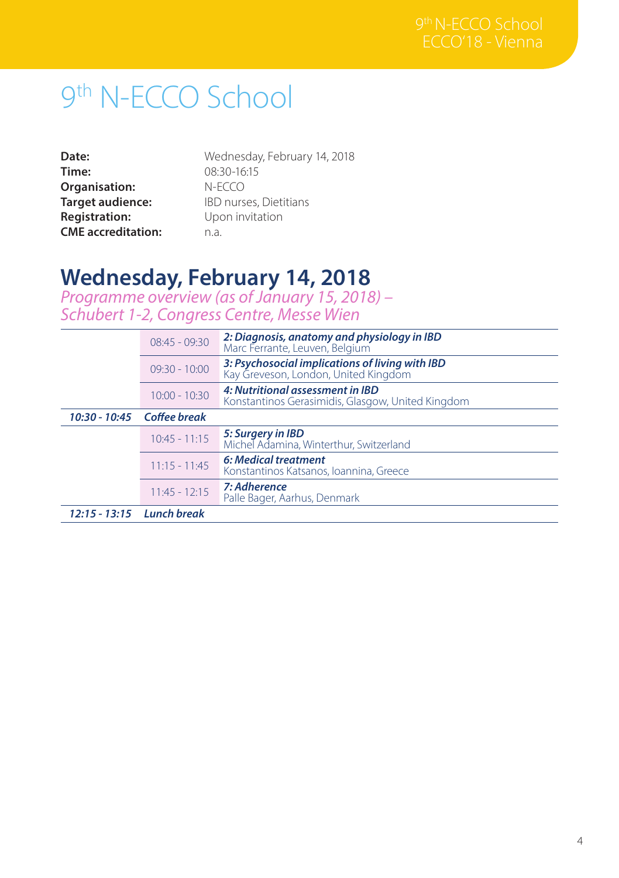# 9th N-ECCO School

**Date:** Wednesday, February 14, 2018
**Time:** 08:30-16:15
**Organisation:** N-ECCO
**Target audience:** IBD nurses, Dietitians
**Registration:** Upon invitation
**CME accreditation:** n.a.

## Wednesday, February 14, 2018

*Programme overview (as of January 15, 2018) – Schubert 1-2, Congress Centre, Messe Wien*

| | | |
|---|---|---|
| | 08:45 - 09:30 | ***2: Diagnosis, anatomy and physiology in IBD*** Marc Ferrante, Leuven, Belgium |
| | 09:30 - 10:00 | ***3: Psychosocial implications of living with IBD*** Kay Greveson, London, United Kingdom |
| | 10:00 - 10:30 | ***4: Nutritional assessment in IBD*** Konstantinos Gerasimidis, Glasgow, United Kingdom |
| ***10:30 - 10:45*** | ***Coffee break*** | |
| | 10:45 - 11:15 | ***5: Surgery in IBD*** Michel Adamina, Winterthur, Switzerland |
| | 11:15 - 11:45 | ***6: Medical treatment*** Konstantinos Katsanos, Ioannina, Greece |
| | 11:45 - 12:15 | ***7: Adherence*** Palle Bager, Aarhus, Denmark |
| ***12:15 - 13:15*** | ***Lunch break*** | |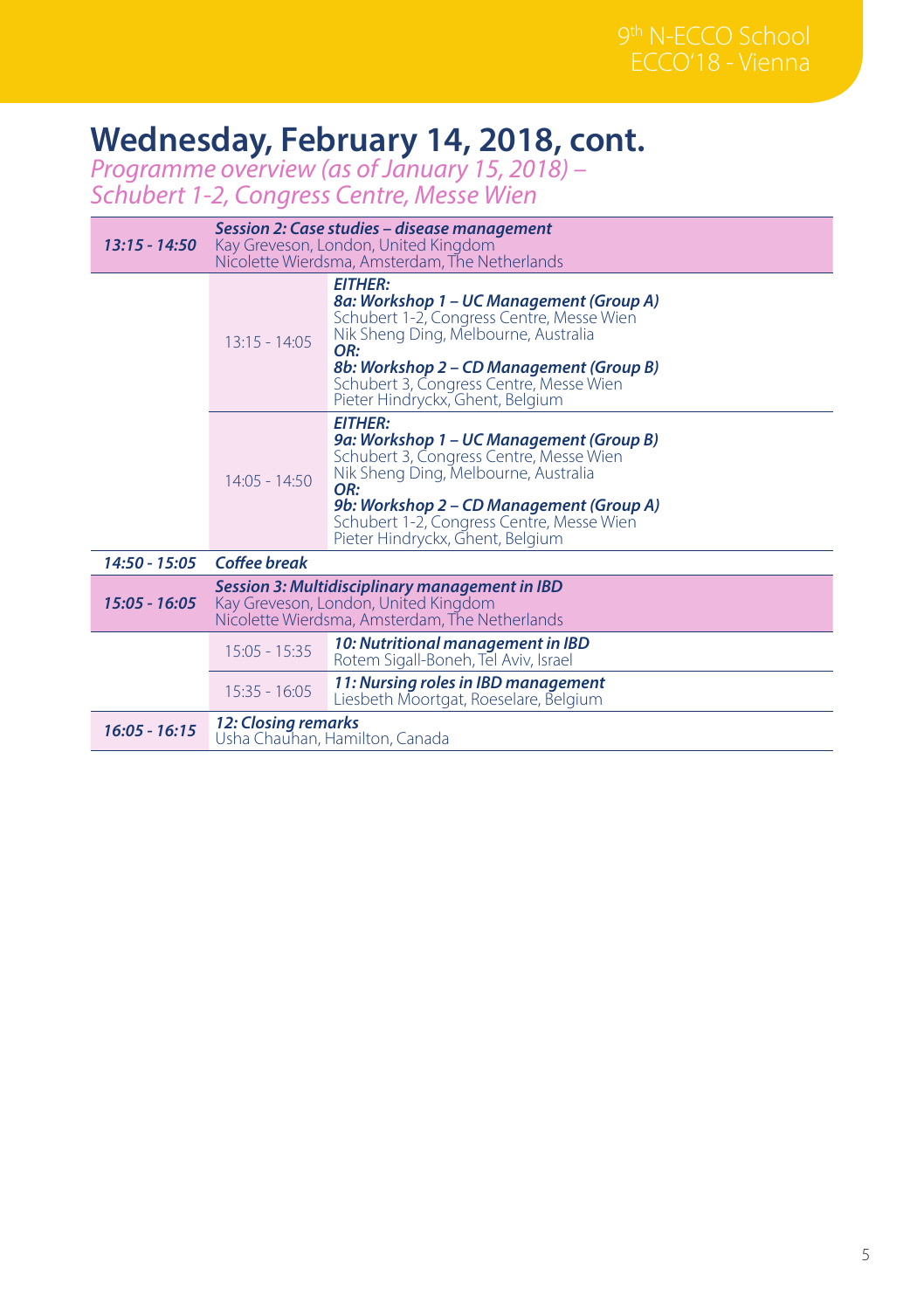# Wednesday, February 14, 2018, cont.

*Programme overview (as of January 15, 2018) – Schubert 1-2, Congress Centre, Messe Wien*

| | | |
|---|---|---|
| ***13:15 - 14:50*** | ***Session 2: Case studies – disease management***<br>Kay Greveson, London, United Kingdom<br>Nicolette Wierdsma, Amsterdam, The Netherlands | |
| | 13:15 - 14:05 | ***EITHER:***<br>***8a: Workshop 1 – UC Management (Group A)***<br>Schubert 1-2, Congress Centre, Messe Wien<br>Nik Sheng Ding, Melbourne, Australia<br>***OR:***<br>***8b: Workshop 2 – CD Management (Group B)***<br>Schubert 3, Congress Centre, Messe Wien<br>Pieter Hindryckx, Ghent, Belgium |
| | 14:05 - 14:50 | ***EITHER:***<br>***9a: Workshop 1 – UC Management (Group B)***<br>Schubert 3, Congress Centre, Messe Wien<br>Nik Sheng Ding, Melbourne, Australia<br>***OR:***<br>***9b: Workshop 2 – CD Management (Group A)***<br>Schubert 1-2, Congress Centre, Messe Wien<br>Pieter Hindryckx, Ghent, Belgium |
| ***14:50 - 15:05*** | ***Coffee break*** | |
| ***15:05 - 16:05*** | ***Session 3: Multidisciplinary management in IBD***<br>Kay Greveson, London, United Kingdom<br>Nicolette Wierdsma, Amsterdam, The Netherlands | |
| | 15:05 - 15:35 | ***10: Nutritional management in IBD***<br>Rotem Sigall-Boneh, Tel Aviv, Israel |
| | 15:35 - 16:05 | ***11: Nursing roles in IBD management***<br>Liesbeth Moortgat, Roeselare, Belgium |
| ***16:05 - 16:15*** | ***12: Closing remarks***<br>Usha Chauhan, Hamilton, Canada | |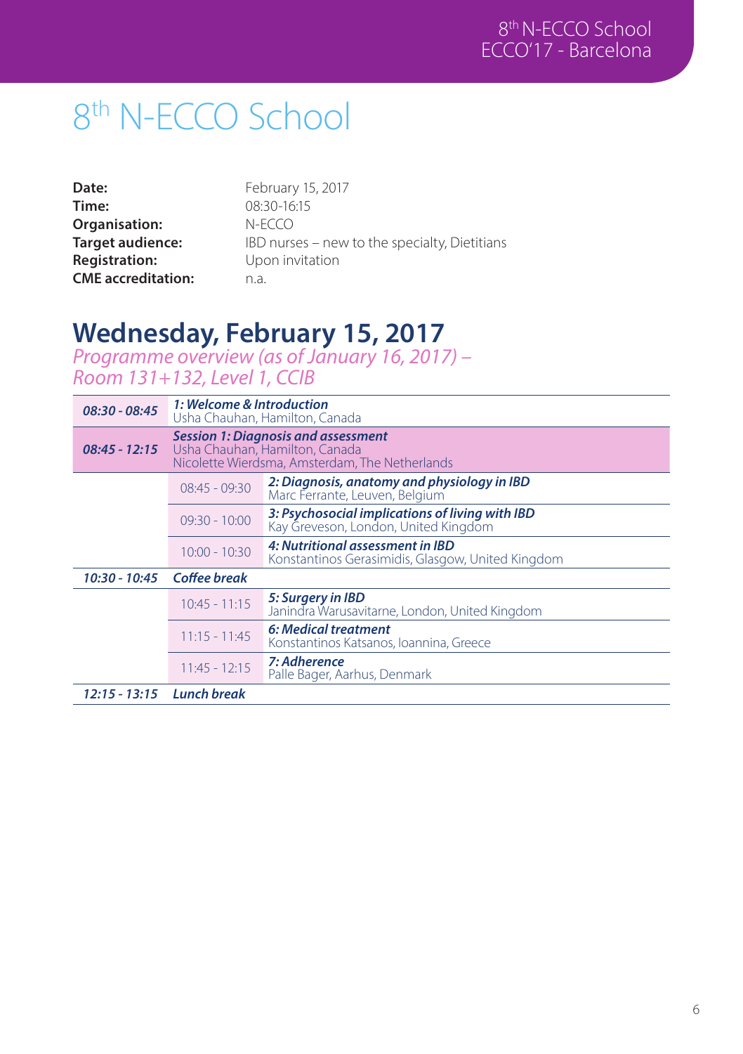# 8th N-ECCO School

**Date:** February 15, 2017
**Time:** 08:30-16:15
**Organisation:** N-ECCO
**Target audience:** IBD nurses – new to the specialty, Dietitians
**Registration:** Upon invitation
**CME accreditation:** n.a.

## Wednesday, February 15, 2017

*Programme overview (as of January 16, 2017) – Room 131+132, Level 1, CCIB*

| | | |
|---|---|---|
| ***08:30 - 08:45*** | ***1: Welcome & Introduction***<br>Usha Chauhan, Hamilton, Canada | |
| ***08:45 - 12:15*** | ***Session 1: Diagnosis and assessment***<br>Usha Chauhan, Hamilton, Canada<br>Nicolette Wierdsma, Amsterdam, The Netherlands | |
| | 08:45 - 09:30 | ***2: Diagnosis, anatomy and physiology in IBD***<br>Marc Ferrante, Leuven, Belgium |
| | 09:30 - 10:00 | ***3: Psychosocial implications of living with IBD***<br>Kay Greveson, London, United Kingdom |
| | 10:00 - 10:30 | ***4: Nutritional assessment in IBD***<br>Konstantinos Gerasimidis, Glasgow, United Kingdom |
| ***10:30 - 10:45*** | ***Coffee break*** | |
| | 10:45 - 11:15 | ***5: Surgery in IBD***<br>Janindra Warusavitarne, London, United Kingdom |
| | 11:15 - 11:45 | ***6: Medical treatment***<br>Konstantinos Katsanos, Ioannina, Greece |
| | 11:45 - 12:15 | ***7: Adherence***<br>Palle Bager, Aarhus, Denmark |
| ***12:15 - 13:15*** | ***Lunch break*** | |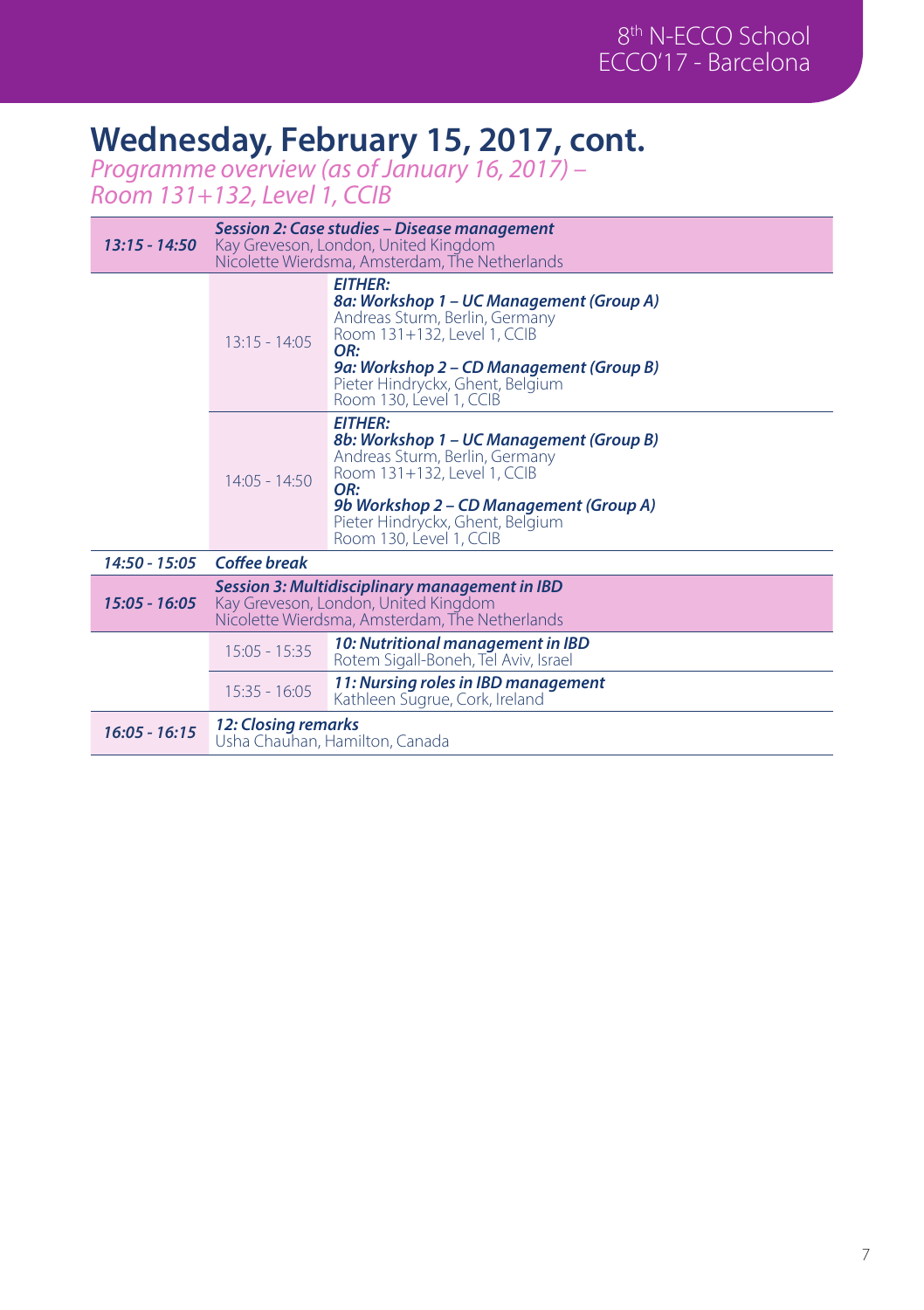# Wednesday, February 15, 2017, cont.

*Programme overview (as of January 16, 2017) – Room 131+132, Level 1, CCIB*

| | | |
|---|---|---|
| ***13:15 - 14:50*** | ***Session 2: Case studies – Disease management***<br>Kay Greveson, London, United Kingdom<br>Nicolette Wierdsma, Amsterdam, The Netherlands | |
| | 13:15 - 14:05 | ***EITHER:***<br>***8a: Workshop 1 – UC Management (Group A)***<br>Andreas Sturm, Berlin, Germany<br>Room 131+132, Level 1, CCIB<br>***OR:***<br>***9a: Workshop 2 – CD Management (Group B)***<br>Pieter Hindryckx, Ghent, Belgium<br>Room 130, Level 1, CCIB |
| | 14:05 - 14:50 | ***EITHER:***<br>***8b: Workshop 1 – UC Management (Group B)***<br>Andreas Sturm, Berlin, Germany<br>Room 131+132, Level 1, CCIB<br>***OR:***<br>***9b Workshop 2 – CD Management (Group A)***<br>Pieter Hindryckx, Ghent, Belgium<br>Room 130, Level 1, CCIB |
| ***14:50 - 15:05*** | ***Coffee break*** | |
| ***15:05 - 16:05*** | ***Session 3: Multidisciplinary management in IBD***<br>Kay Greveson, London, United Kingdom<br>Nicolette Wierdsma, Amsterdam, The Netherlands | |
| | 15:05 - 15:35 | ***10: Nutritional management in IBD***<br>Rotem Sigall-Boneh, Tel Aviv, Israel |
| | 15:35 - 16:05 | ***11: Nursing roles in IBD management***<br>Kathleen Sugrue, Cork, Ireland |
| ***16:05 - 16:15*** | ***12: Closing remarks***<br>Usha Chauhan, Hamilton, Canada | |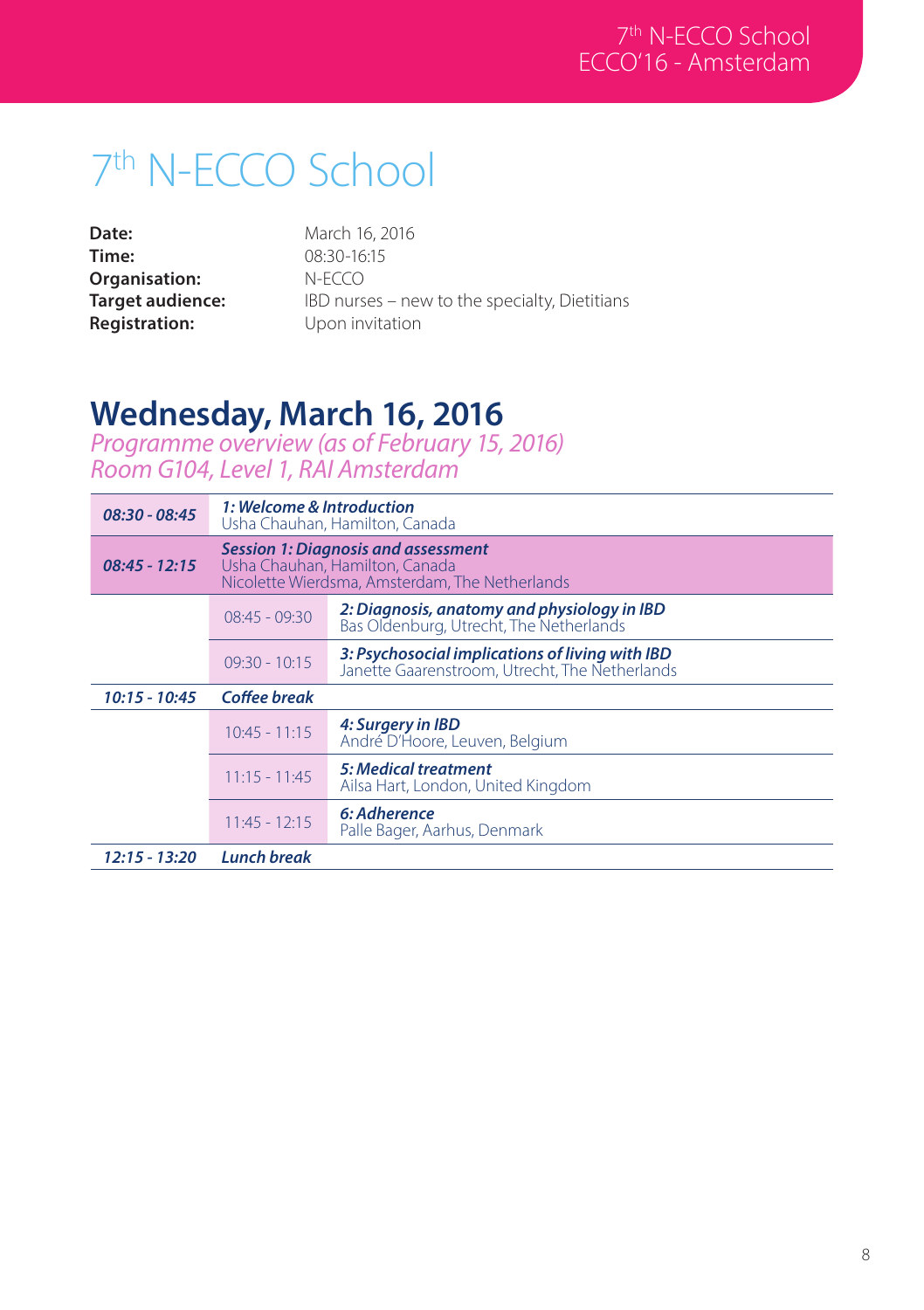# 7th N-ECCO School

**Date:** March 16, 2016
**Time:** 08:30-16:15
**Organisation:** N-ECCO
**Target audience:** IBD nurses – new to the specialty, Dietitians
**Registration:** Upon invitation

## Wednesday, March 16, 2016

*Programme overview (as of February 15, 2016)*
*Room G104, Level 1, RAI Amsterdam*

| | | |
|---|---|---|
| ***08:30 - 08:45*** | ***1: Welcome & Introduction***<br>Usha Chauhan, Hamilton, Canada | |
| ***08:45 - 12:15*** | ***Session 1: Diagnosis and assessment***<br>Usha Chauhan, Hamilton, Canada<br>Nicolette Wierdsma, Amsterdam, The Netherlands | |
| | 08:45 - 09:30 | ***2: Diagnosis, anatomy and physiology in IBD***<br>Bas Oldenburg, Utrecht, The Netherlands |
| | 09:30 - 10:15 | ***3: Psychosocial implications of living with IBD***<br>Janette Gaarenstroom, Utrecht, The Netherlands |
| ***10:15 - 10:45*** | ***Coffee break*** | |
| | 10:45 - 11:15 | ***4: Surgery in IBD***<br>André D'Hoore, Leuven, Belgium |
| | 11:15 - 11:45 | ***5: Medical treatment***<br>Ailsa Hart, London, United Kingdom |
| | 11:45 - 12:15 | ***6: Adherence***<br>Palle Bager, Aarhus, Denmark |
| ***12:15 - 13:20*** | ***Lunch break*** | |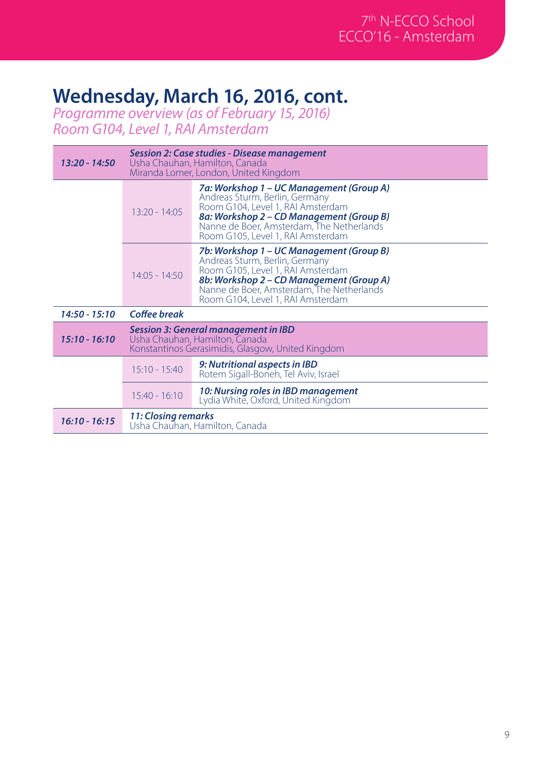# Wednesday, March 16, 2016, cont.

*Programme overview (as of February 15, 2016)*
*Room G104, Level 1, RAI Amsterdam*

| | | |
|---|---|---|
| ***13:20 - 14:50*** | ***Session 2: Case studies - Disease management***<br>Usha Chauhan, Hamilton, Canada<br>Miranda Lomer, London, United Kingdom | |
| | 13:20 - 14:05 | ***7a: Workshop 1 – UC Management (Group A)***<br>Andreas Sturm, Berlin, Germany<br>Room G104, Level 1, RAI Amsterdam<br>***8a: Workshop 2 – CD Management (Group B)***<br>Nanne de Boer, Amsterdam, The Netherlands<br>Room G105, Level 1, RAI Amsterdam |
| | 14:05 - 14:50 | ***7b: Workshop 1 – UC Management (Group B)***<br>Andreas Sturm, Berlin, Germany<br>Room G105, Level 1, RAI Amsterdam<br>***8b: Workshop 2 – CD Management (Group A)***<br>Nanne de Boer, Amsterdam, The Netherlands<br>Room G104, Level 1, RAI Amsterdam |
| ***14:50 - 15:10*** | ***Coffee break*** | |
| ***15:10 - 16:10*** | ***Session 3: General management in IBD***<br>Usha Chauhan, Hamilton, Canada<br>Konstantinos Gerasimidis, Glasgow, United Kingdom | |
| | 15:10 - 15:40 | ***9: Nutritional aspects in IBD***<br>Rotem Sigall-Boneh, Tel Aviv, Israel |
| | 15:40 - 16:10 | ***10: Nursing roles in IBD management***<br>Lydia White, Oxford, United Kingdom |
| ***16:10 - 16:15*** | ***11: Closing remarks***<br>Usha Chauhan, Hamilton, Canada | |